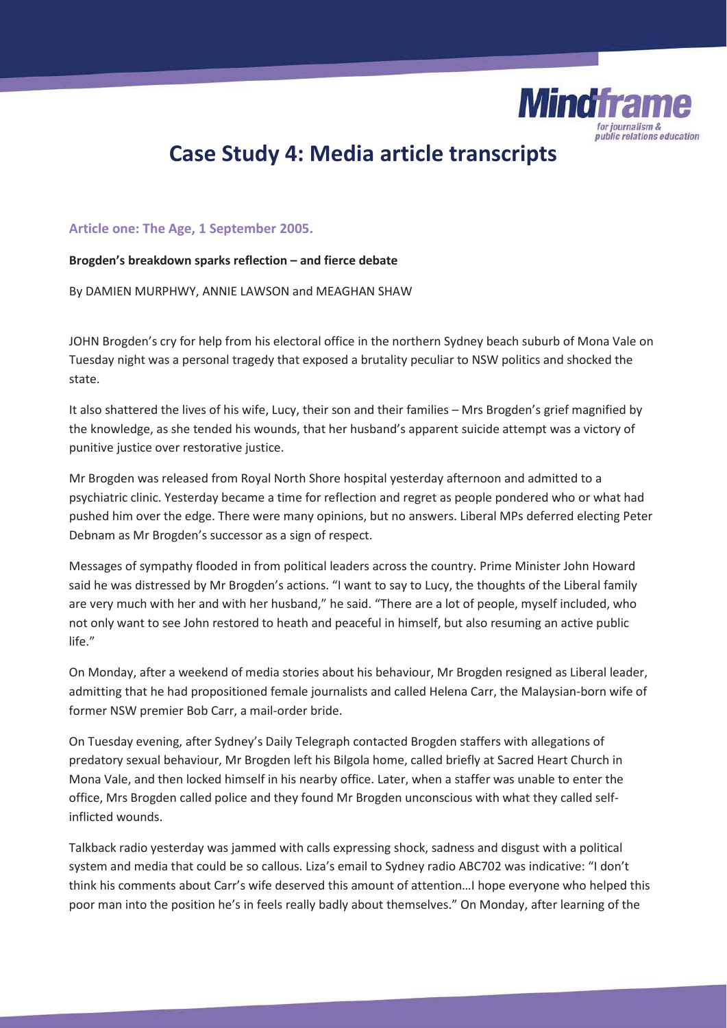# Case Study 4: Media article transcripts

### Article one: The Age, 1 September 2005.

**Brogden's breakdown sparks reflection – and fierce debate**

By DAMIEN MURPHWY, ANNIE LAWSON and MEAGHAN SHAW

JOHN Brogden's cry for help from his electoral office in the northern Sydney beach suburb of Mona Vale on Tuesday night was a personal tragedy that exposed a brutality peculiar to NSW politics and shocked the state.

It also shattered the lives of his wife, Lucy, their son and their families – Mrs Brogden's grief magnified by the knowledge, as she tended his wounds, that her husband's apparent suicide attempt was a victory of punitive justice over restorative justice.

Mr Brogden was released from Royal North Shore hospital yesterday afternoon and admitted to a psychiatric clinic. Yesterday became a time for reflection and regret as people pondered who or what had pushed him over the edge. There were many opinions, but no answers. Liberal MPs deferred electing Peter Debnam as Mr Brogden's successor as a sign of respect.

Messages of sympathy flooded in from political leaders across the country. Prime Minister John Howard said he was distressed by Mr Brogden's actions. "I want to say to Lucy, the thoughts of the Liberal family are very much with her and with her husband," he said. "There are a lot of people, myself included, who not only want to see John restored to heath and peaceful in himself, but also resuming an active public life."

On Monday, after a weekend of media stories about his behaviour, Mr Brogden resigned as Liberal leader, admitting that he had propositioned female journalists and called Helena Carr, the Malaysian-born wife of former NSW premier Bob Carr, a mail-order bride.

On Tuesday evening, after Sydney's Daily Telegraph contacted Brogden staffers with allegations of predatory sexual behaviour, Mr Brogden left his Bilgola home, called briefly at Sacred Heart Church in Mona Vale, and then locked himself in his nearby office. Later, when a staffer was unable to enter the office, Mrs Brogden called police and they found Mr Brogden unconscious with what they called self-inflicted wounds.

Talkback radio yesterday was jammed with calls expressing shock, sadness and disgust with a political system and media that could be so callous. Liza's email to Sydney radio ABC702 was indicative: "I don't think his comments about Carr's wife deserved this amount of attention…I hope everyone who helped this poor man into the position he's in feels really badly about themselves." On Monday, after learning of the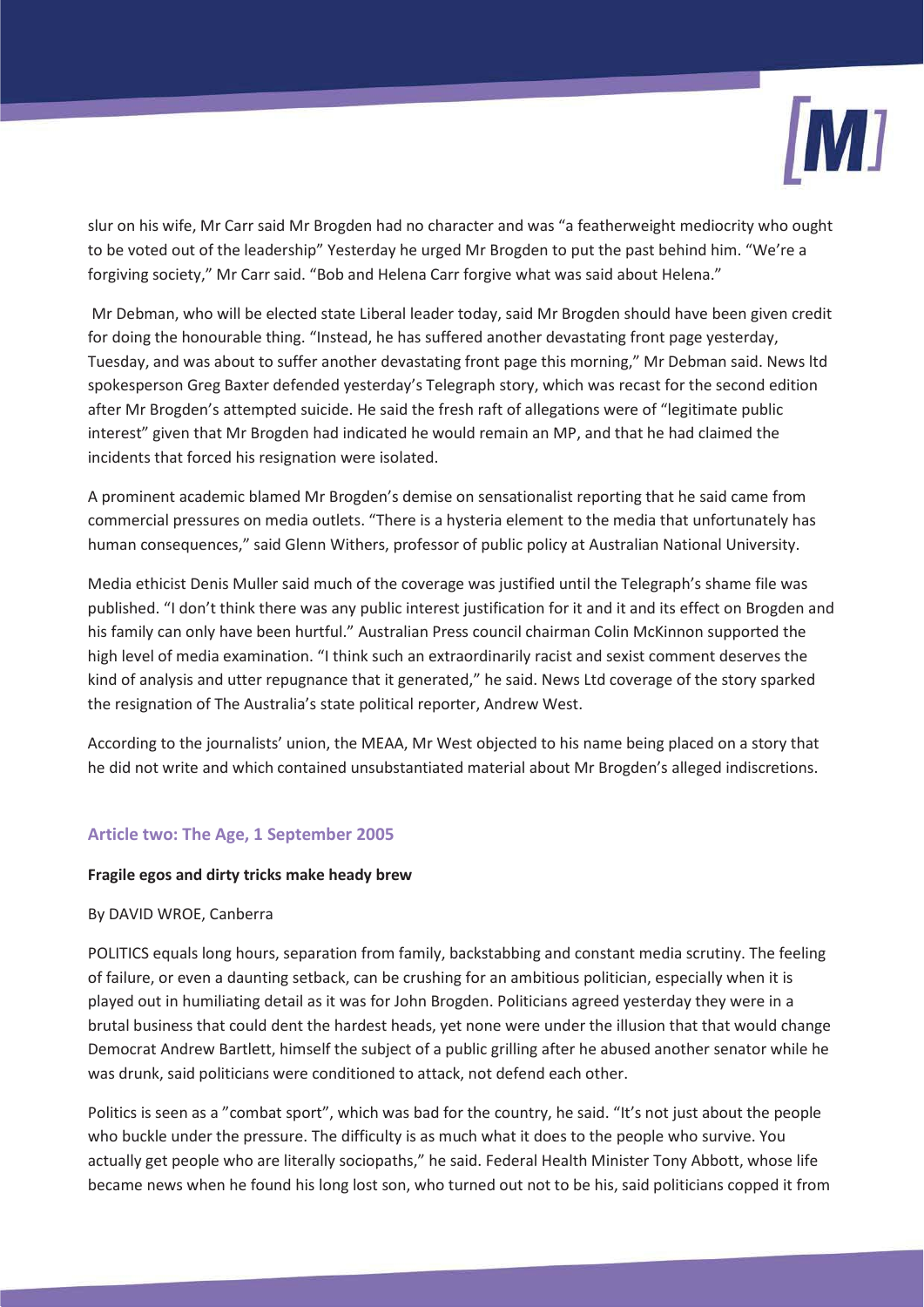slur on his wife, Mr Carr said Mr Brogden had no character and was "a featherweight mediocrity who ought to be voted out of the leadership" Yesterday he urged Mr Brogden to put the past behind him. "We're a forgiving society," Mr Carr said. "Bob and Helena Carr forgive what was said about Helena."

Mr Debman, who will be elected state Liberal leader today, said Mr Brogden should have been given credit for doing the honourable thing. "Instead, he has suffered another devastating front page yesterday, Tuesday, and was about to suffer another devastating front page this morning," Mr Debman said. News ltd spokesperson Greg Baxter defended yesterday's Telegraph story, which was recast for the second edition after Mr Brogden's attempted suicide. He said the fresh raft of allegations were of "legitimate public interest" given that Mr Brogden had indicated he would remain an MP, and that he had claimed the incidents that forced his resignation were isolated.

A prominent academic blamed Mr Brogden's demise on sensationalist reporting that he said came from commercial pressures on media outlets. "There is a hysteria element to the media that unfortunately has human consequences," said Glenn Withers, professor of public policy at Australian National University.

Media ethicist Denis Muller said much of the coverage was justified until the Telegraph's shame file was published. "I don't think there was any public interest justification for it and it and its effect on Brogden and his family can only have been hurtful." Australian Press council chairman Colin McKinnon supported the high level of media examination. "I think such an extraordinarily racist and sexist comment deserves the kind of analysis and utter repugnance that it generated," he said. News Ltd coverage of the story sparked the resignation of The Australia's state political reporter, Andrew West.

According to the journalists' union, the MEAA, Mr West objected to his name being placed on a story that he did not write and which contained unsubstantiated material about Mr Brogden's alleged indiscretions.

### Article two: The Age, 1 September 2005

**Fragile egos and dirty tricks make heady brew**

By DAVID WROE, Canberra

POLITICS equals long hours, separation from family, backstabbing and constant media scrutiny. The feeling of failure, or even a daunting setback, can be crushing for an ambitious politician, especially when it is played out in humiliating detail as it was for John Brogden. Politicians agreed yesterday they were in a brutal business that could dent the hardest heads, yet none were under the illusion that that would change Democrat Andrew Bartlett, himself the subject of a public grilling after he abused another senator while he was drunk, said politicians were conditioned to attack, not defend each other.

Politics is seen as a "combat sport", which was bad for the country, he said. "It's not just about the people who buckle under the pressure. The difficulty is as much what it does to the people who survive. You actually get people who are literally sociopaths," he said. Federal Health Minister Tony Abbott, whose life became news when he found his long lost son, who turned out not to be his, said politicians copped it from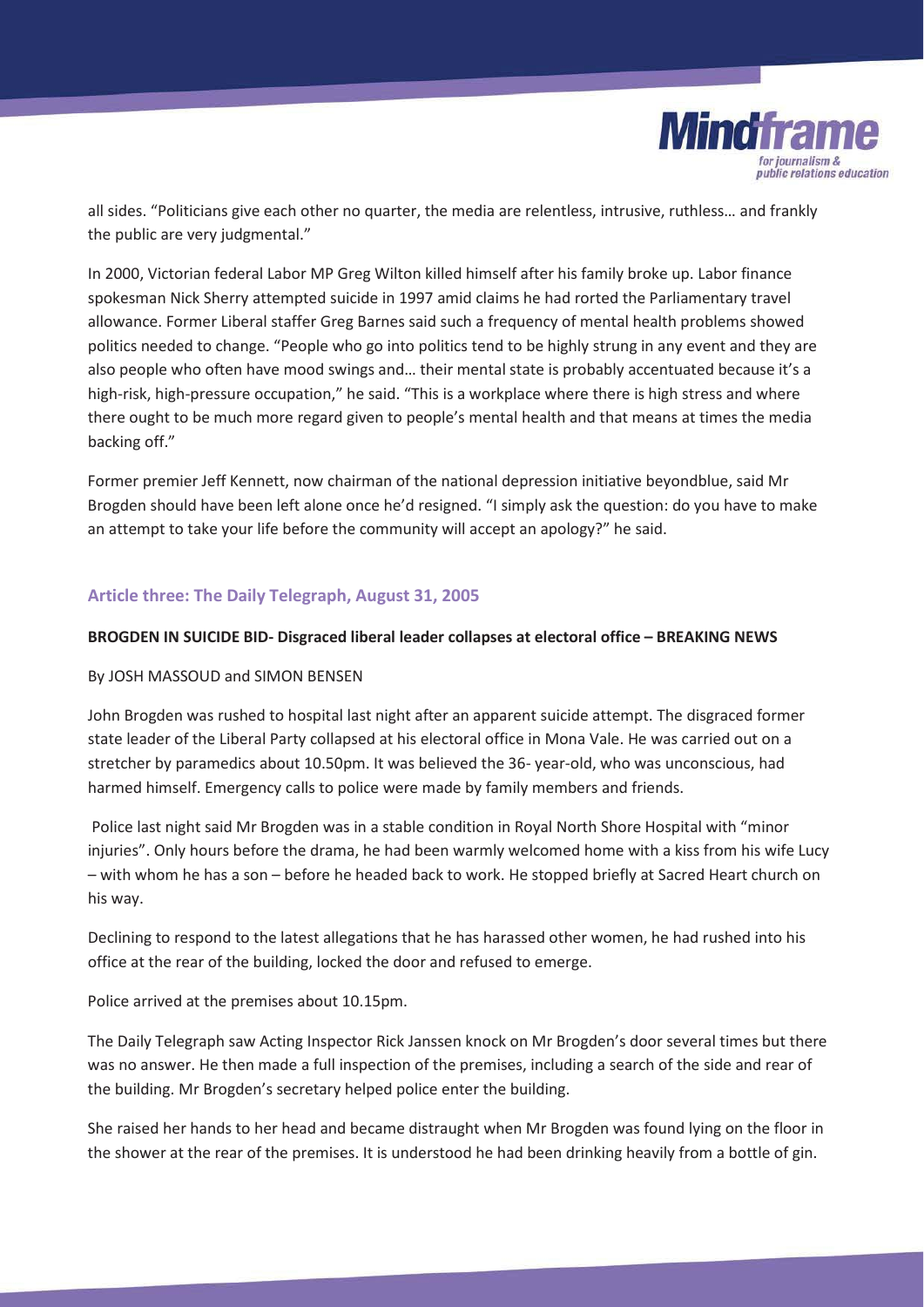all sides. "Politicians give each other no quarter, the media are relentless, intrusive, ruthless… and frankly the public are very judgmental."

In 2000, Victorian federal Labor MP Greg Wilton killed himself after his family broke up. Labor finance spokesman Nick Sherry attempted suicide in 1997 amid claims he had rorted the Parliamentary travel allowance. Former Liberal staffer Greg Barnes said such a frequency of mental health problems showed politics needed to change. "People who go into politics tend to be highly strung in any event and they are also people who often have mood swings and… their mental state is probably accentuated because it's a high-risk, high-pressure occupation," he said. "This is a workplace where there is high stress and where there ought to be much more regard given to people's mental health and that means at times the media backing off."

Former premier Jeff Kennett, now chairman of the national depression initiative beyondblue, said Mr Brogden should have been left alone once he'd resigned. "I simply ask the question: do you have to make an attempt to take your life before the community will accept an apology?" he said.

### Article three: The Daily Telegraph, August 31, 2005

**BROGDEN IN SUICIDE BID- Disgraced liberal leader collapses at electoral office – BREAKING NEWS**

By JOSH MASSOUD and SIMON BENSEN

John Brogden was rushed to hospital last night after an apparent suicide attempt. The disgraced former state leader of the Liberal Party collapsed at his electoral office in Mona Vale. He was carried out on a stretcher by paramedics about 10.50pm. It was believed the 36- year-old, who was unconscious, had harmed himself. Emergency calls to police were made by family members and friends.

Police last night said Mr Brogden was in a stable condition in Royal North Shore Hospital with "minor injuries". Only hours before the drama, he had been warmly welcomed home with a kiss from his wife Lucy – with whom he has a son – before he headed back to work. He stopped briefly at Sacred Heart church on his way.

Declining to respond to the latest allegations that he has harassed other women, he had rushed into his office at the rear of the building, locked the door and refused to emerge.

Police arrived at the premises about 10.15pm.

The Daily Telegraph saw Acting Inspector Rick Janssen knock on Mr Brogden's door several times but there was no answer. He then made a full inspection of the premises, including a search of the side and rear of the building. Mr Brogden's secretary helped police enter the building.

She raised her hands to her head and became distraught when Mr Brogden was found lying on the floor in the shower at the rear of the premises. It is understood he had been drinking heavily from a bottle of gin.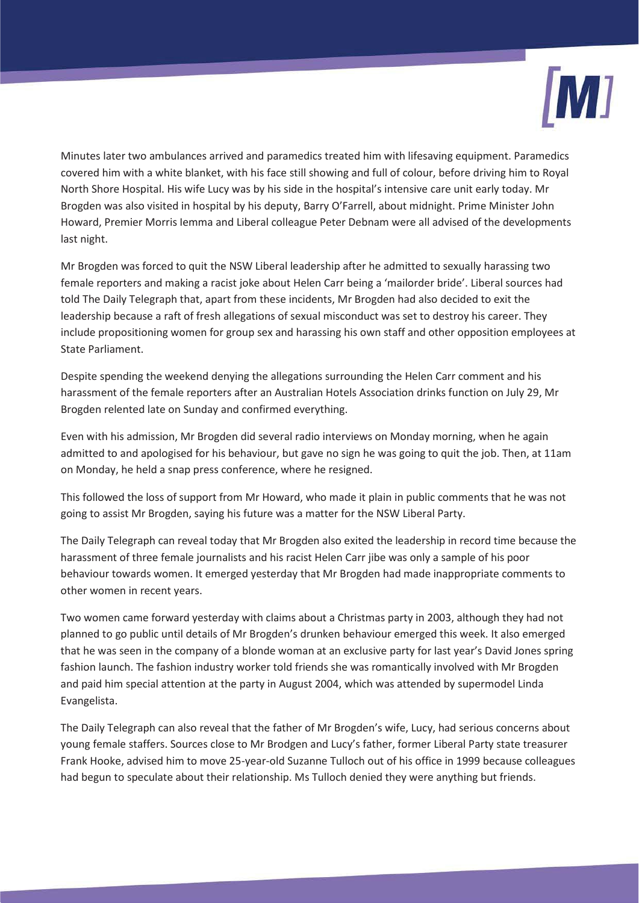Minutes later two ambulances arrived and paramedics treated him with lifesaving equipment. Paramedics covered him with a white blanket, with his face still showing and full of colour, before driving him to Royal North Shore Hospital. His wife Lucy was by his side in the hospital's intensive care unit early today. Mr Brogden was also visited in hospital by his deputy, Barry O'Farrell, about midnight. Prime Minister John Howard, Premier Morris Iemma and Liberal colleague Peter Debnam were all advised of the developments last night.

Mr Brogden was forced to quit the NSW Liberal leadership after he admitted to sexually harassing two female reporters and making a racist joke about Helen Carr being a 'mailorder bride'. Liberal sources had told The Daily Telegraph that, apart from these incidents, Mr Brogden had also decided to exit the leadership because a raft of fresh allegations of sexual misconduct was set to destroy his career. They include propositioning women for group sex and harassing his own staff and other opposition employees at State Parliament.

Despite spending the weekend denying the allegations surrounding the Helen Carr comment and his harassment of the female reporters after an Australian Hotels Association drinks function on July 29, Mr Brogden relented late on Sunday and confirmed everything.

Even with his admission, Mr Brogden did several radio interviews on Monday morning, when he again admitted to and apologised for his behaviour, but gave no sign he was going to quit the job. Then, at 11am on Monday, he held a snap press conference, where he resigned.

This followed the loss of support from Mr Howard, who made it plain in public comments that he was not going to assist Mr Brogden, saying his future was a matter for the NSW Liberal Party.

The Daily Telegraph can reveal today that Mr Brogden also exited the leadership in record time because the harassment of three female journalists and his racist Helen Carr jibe was only a sample of his poor behaviour towards women. It emerged yesterday that Mr Brogden had made inappropriate comments to other women in recent years.

Two women came forward yesterday with claims about a Christmas party in 2003, although they had not planned to go public until details of Mr Brogden's drunken behaviour emerged this week. It also emerged that he was seen in the company of a blonde woman at an exclusive party for last year's David Jones spring fashion launch. The fashion industry worker told friends she was romantically involved with Mr Brogden and paid him special attention at the party in August 2004, which was attended by supermodel Linda Evangelista.

The Daily Telegraph can also reveal that the father of Mr Brogden's wife, Lucy, had serious concerns about young female staffers. Sources close to Mr Brodgen and Lucy's father, former Liberal Party state treasurer Frank Hooke, advised him to move 25-year-old Suzanne Tulloch out of his office in 1999 because colleagues had begun to speculate about their relationship. Ms Tulloch denied they were anything but friends.